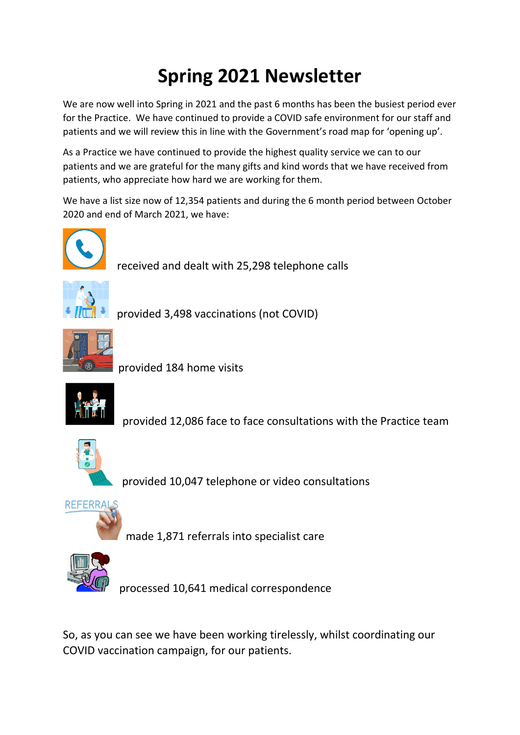# Spring 2021 Newsletter

We are now well into Spring in 2021 and the past 6 months has been the busiest period ever for the Practice. We have continued to provide a COVID safe environment for our staff and patients and we will review this in line with the Government's road map for 'opening up'.

As a Practice we have continued to provide the highest quality service we can to our patients and we are grateful for the many gifts and kind words that we have received from patients, who appreciate how hard we are working for them.

We have a list size now of 12,354 patients and during the 6 month period between October 2020 and end of March 2021, we have:

received and dealt with 25,298 telephone calls

provided 3,498 vaccinations (not COVID)

provided 184 home visits

provided 12,086 face to face consultations with the Practice team

provided 10,047 telephone or video consultations

made 1,871 referrals into specialist care

processed 10,641 medical correspondence

So, as you can see we have been working tirelessly, whilst coordinating our COVID vaccination campaign, for our patients.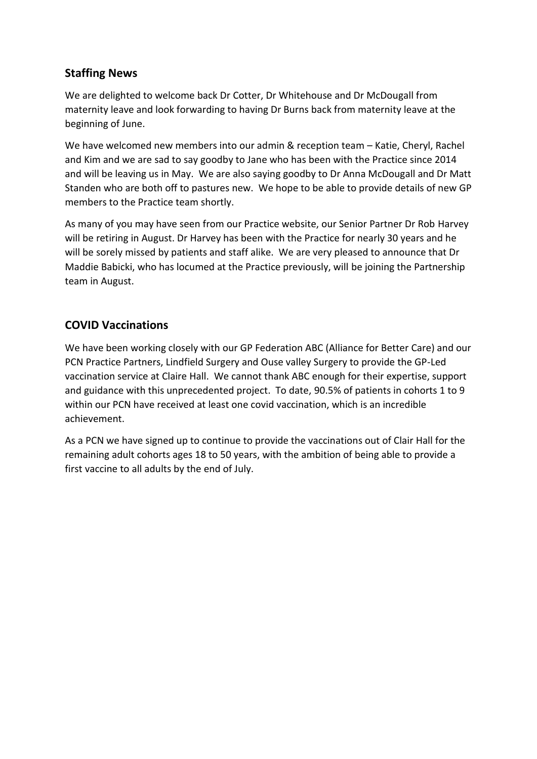## Staffing News

We are delighted to welcome back Dr Cotter, Dr Whitehouse and Dr McDougall from maternity leave and look forwarding to having Dr Burns back from maternity leave at the beginning of June.

We have welcomed new members into our admin & reception team – Katie, Cheryl, Rachel and Kim and we are sad to say goodby to Jane who has been with the Practice since 2014 and will be leaving us in May. We are also saying goodby to Dr Anna McDougall and Dr Matt Standen who are both off to pastures new. We hope to be able to provide details of new GP members to the Practice team shortly.

As many of you may have seen from our Practice website, our Senior Partner Dr Rob Harvey will be retiring in August. Dr Harvey has been with the Practice for nearly 30 years and he will be sorely missed by patients and staff alike. We are very pleased to announce that Dr Maddie Babicki, who has locumed at the Practice previously, will be joining the Partnership team in August.

## COVID Vaccinations

We have been working closely with our GP Federation ABC (Alliance for Better Care) and our PCN Practice Partners, Lindfield Surgery and Ouse valley Surgery to provide the GP-Led vaccination service at Claire Hall. We cannot thank ABC enough for their expertise, support and guidance with this unprecedented project. To date, 90.5% of patients in cohorts 1 to 9 within our PCN have received at least one covid vaccination, which is an incredible achievement.

As a PCN we have signed up to continue to provide the vaccinations out of Clair Hall for the remaining adult cohorts ages 18 to 50 years, with the ambition of being able to provide a first vaccine to all adults by the end of July.